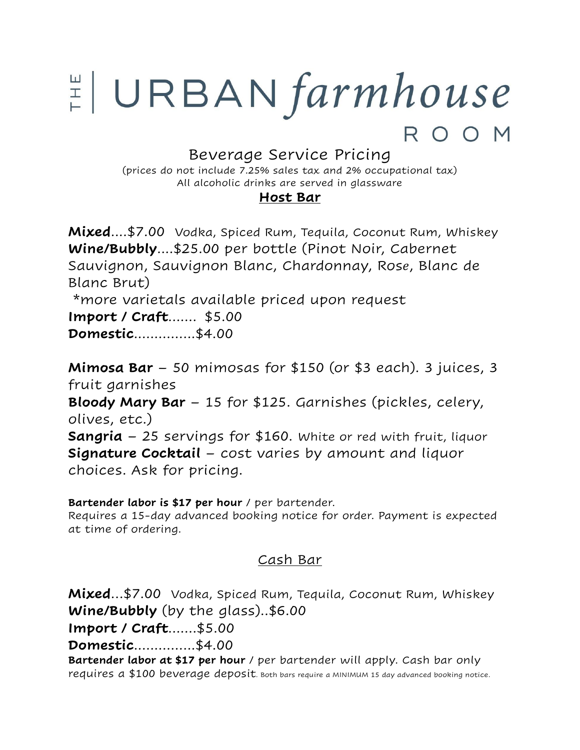# THE | URBAN *farmhouse* ROOM

## Beverage Service Pricing

(prices do not include 7.25% sales tax and 2% occupational tax)
All alcoholic drinks are served in glassware

### Host Bar

**Mixed**....$7.00 Vodka, Spiced Rum, Tequila, Coconut Rum, Whiskey
**Wine/Bubbly**....$25.00 per bottle (Pinot Noir, Cabernet Sauvignon, Sauvignon Blanc, Chardonnay, Rose, Blanc de Blanc Brut)
*more varietals available priced upon request
**Import / Craft**....... $5.00
**Domestic**...............$4.00

**Mimosa Bar** – 50 mimosas for $150 (or $3 each). 3 juices, 3 fruit garnishes
**Bloody Mary Bar** – 15 for $125. Garnishes (pickles, celery, olives, etc.)
**Sangria** – 25 servings for $160. White or red with fruit, liquor
**Signature Cocktail** – cost varies by amount and liquor choices. Ask for pricing.

**Bartender labor is $17 per hour** / per bartender.
Requires a 15-day advanced booking notice for order. Payment is expected at time of ordering.

### Cash Bar

**Mixed**...$7.00 Vodka, Spiced Rum, Tequila, Coconut Rum, Whiskey
**Wine/Bubbly** (by the glass)..$6.00
**Import / Craft**.......$5.00
**Domestic**...............$4.00
**Bartender labor at $17 per hour** / per bartender will apply. Cash bar only requires a $100 beverage deposit. Both bars require a MINIMUM 15 day advanced booking notice.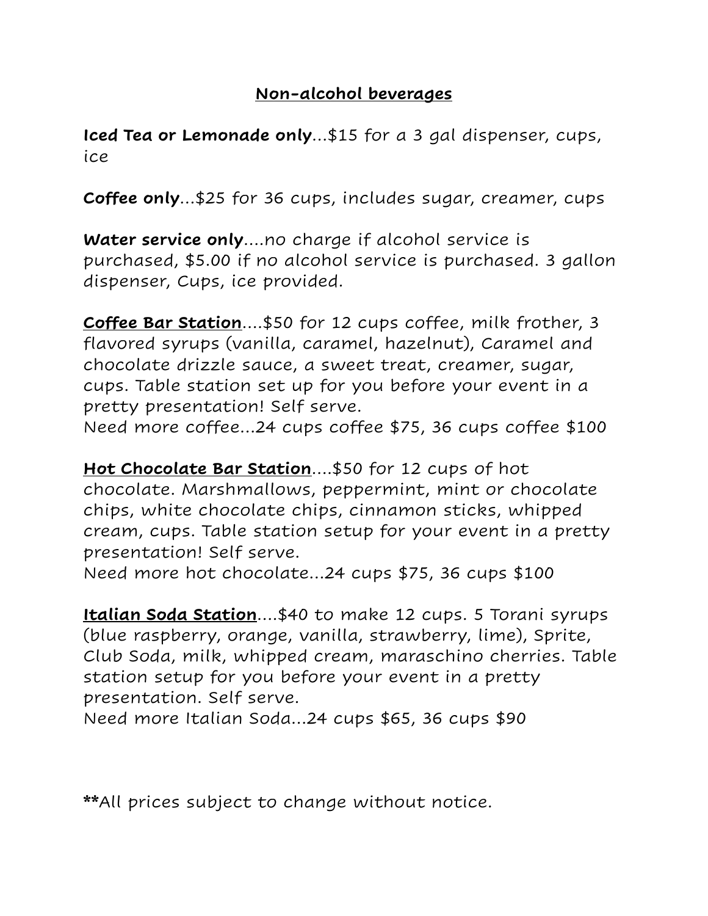## <u>Non-alcohol beverages</u>

**Iced Tea or Lemonade only**...$15 for a 3 gal dispenser, cups, ice

**Coffee only**...$25 for 36 cups, includes sugar, creamer, cups

**Water service only**....no charge if alcohol service is purchased, $5.00 if no alcohol service is purchased. 3 gallon dispenser, Cups, ice provided.

**<u>Coffee Bar Station</u>**....$50 for 12 cups coffee, milk frother, 3 flavored syrups (vanilla, caramel, hazelnut), Caramel and chocolate drizzle sauce, a sweet treat, creamer, sugar, cups. Table station set up for you before your event in a pretty presentation! Self serve.
Need more coffee...24 cups coffee $75, 36 cups coffee $100

**<u>Hot Chocolate Bar Station</u>**....$50 for 12 cups of hot chocolate. Marshmallows, peppermint, mint or chocolate chips, white chocolate chips, cinnamon sticks, whipped cream, cups. Table station setup for your event in a pretty presentation! Self serve.
Need more hot chocolate...24 cups $75, 36 cups $100

**<u>Italian Soda Station</u>**....$40 to make 12 cups. 5 Torani syrups (blue raspberry, orange, vanilla, strawberry, lime), Sprite, Club Soda, milk, whipped cream, maraschino cherries. Table station setup for you before your event in a pretty presentation. Self serve.
Need more Italian Soda...24 cups $65, 36 cups $90

**All prices subject to change without notice.